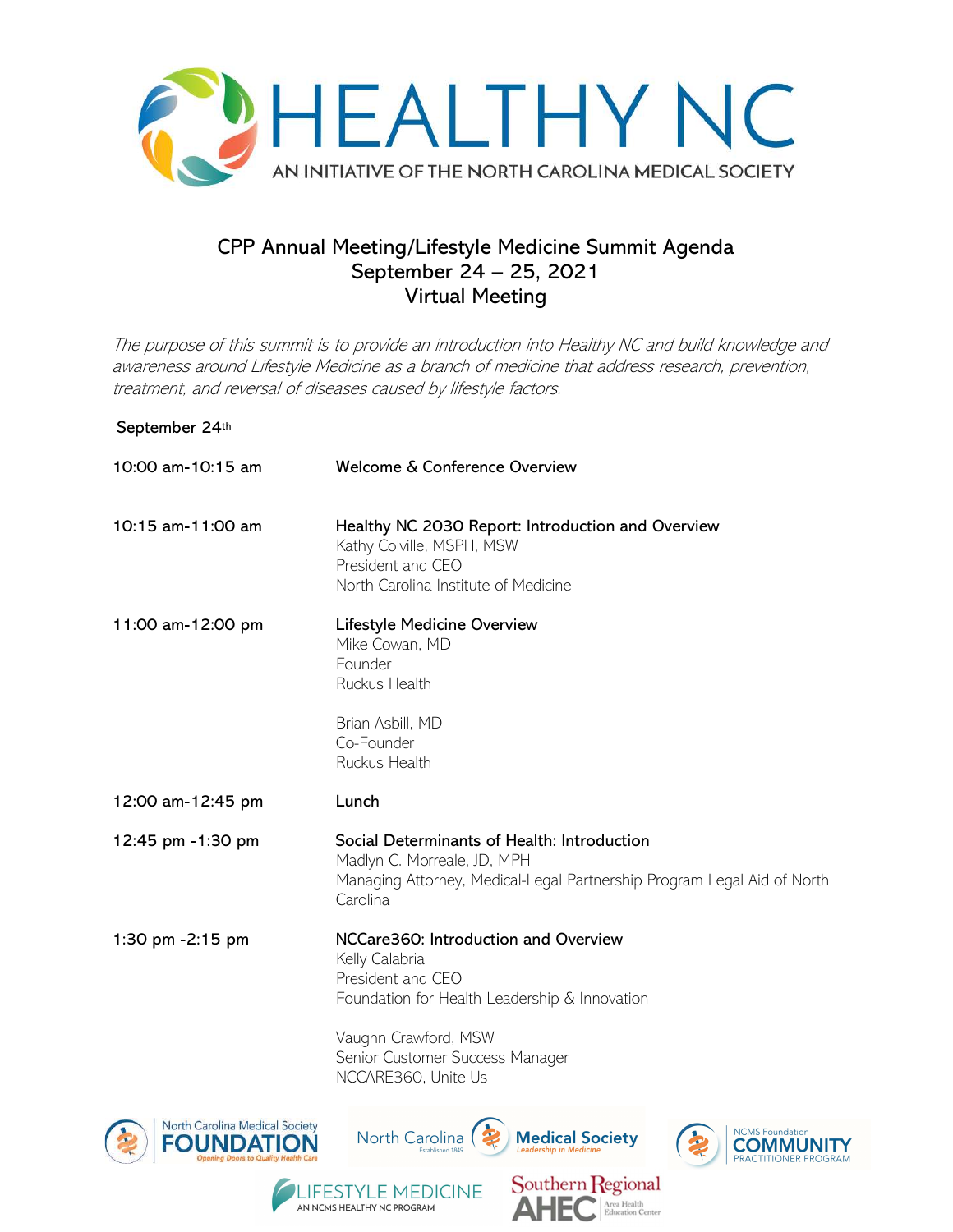# HEALTHY NC

AN INITIATIVE OF THE NORTH CAROLINA MEDICAL SOCIETY

## CPP Annual Meeting/Lifestyle Medicine Summit Agenda
## September 24 – 25, 2021
## Virtual Meeting

*The purpose of this summit is to provide an introduction into Healthy NC and build knowledge and awareness around Lifestyle Medicine as a branch of medicine that address research, prevention, treatment, and reversal of diseases caused by lifestyle factors.*

### September 24th

| | |
|---|---|
| 10:00 am-10:15 am | Welcome & Conference Overview |
| 10:15 am-11:00 am | Healthy NC 2030 Report: Introduction and Overview<br>Kathy Colville, MSPH, MSW<br>President and CEO<br>North Carolina Institute of Medicine |
| 11:00 am-12:00 pm | Lifestyle Medicine Overview<br>Mike Cowan, MD<br>Founder<br>Ruckus Health<br><br>Brian Asbill, MD<br>Co-Founder<br>Ruckus Health |
| 12:00 am-12:45 pm | Lunch |
| 12:45 pm -1:30 pm | Social Determinants of Health: Introduction<br>Madlyn C. Morreale, JD, MPH<br>Managing Attorney, Medical-Legal Partnership Program Legal Aid of North Carolina |
| 1:30 pm -2:15 pm | NCCare360: Introduction and Overview<br>Kelly Calabria<br>President and CEO<br>Foundation for Health Leadership & Innovation<br><br>Vaughn Crawford, MSW<br>Senior Customer Success Manager<br>NCCARE360, Unite Us |

North Carolina Medical Society FOUNDATION — Opening Doors to Quality Health Care | North Carolina Medical Society — Leadership in Medicine, Established 1849 | NCMS Foundation COMMUNITY PRACTITIONER PROGRAM | LIFESTYLE MEDICINE — AN NCMS HEALTHY NC PROGRAM | Southern Regional AHEC — Area Health Education Center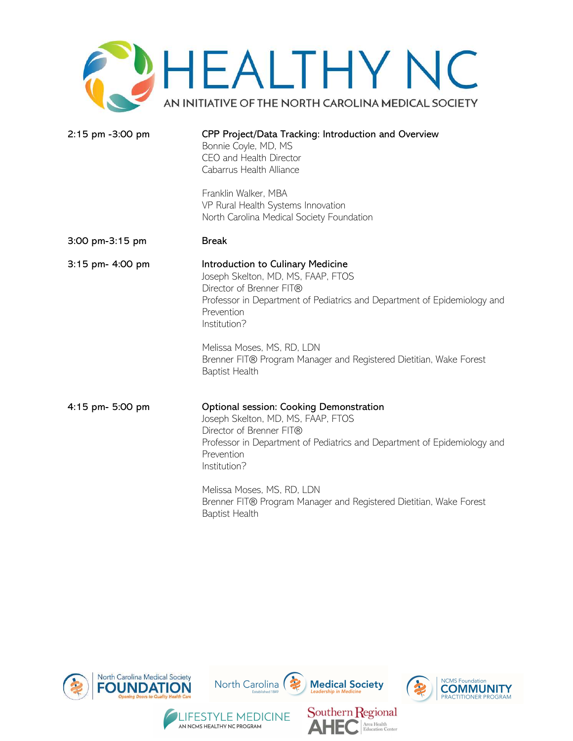# HEALTHY NC

AN INITIATIVE OF THE NORTH CAROLINA MEDICAL SOCIETY

| | |
|---|---|
| 2:15 pm -3:00 pm | **CPP Project/Data Tracking: Introduction and Overview**<br>Bonnie Coyle, MD, MS<br>CEO and Health Director<br>Cabarrus Health Alliance<br><br>Franklin Walker, MBA<br>VP Rural Health Systems Innovation<br>North Carolina Medical Society Foundation |
| 3:00 pm-3:15 pm | **Break** |
| 3:15 pm- 4:00 pm | **Introduction to Culinary Medicine**<br>Joseph Skelton, MD, MS, FAAP, FTOS<br>Director of Brenner FIT®<br>Professor in Department of Pediatrics and Department of Epidemiology and Prevention<br>Institution?<br><br>Melissa Moses, MS, RD, LDN<br>Brenner FIT® Program Manager and Registered Dietitian, Wake Forest Baptist Health |
| 4:15 pm- 5:00 pm | **Optional session: Cooking Demonstration**<br>Joseph Skelton, MD, MS, FAAP, FTOS<br>Director of Brenner FIT®<br>Professor in Department of Pediatrics and Department of Epidemiology and Prevention<br>Institution?<br><br>Melissa Moses, MS, RD, LDN<br>Brenner FIT® Program Manager and Registered Dietitian, Wake Forest Baptist Health |

North Carolina Medical Society FOUNDATION — Opening Doors to Quality Health Care

North Carolina Medical Society — Established 1849 — Leadership in Medicine

NCMS Foundation COMMUNITY PRACTITIONER PROGRAM

LIFESTYLE MEDICINE — AN NCMS HEALTHY NC PROGRAM

Southern Regional AHEC — Area Health Education Center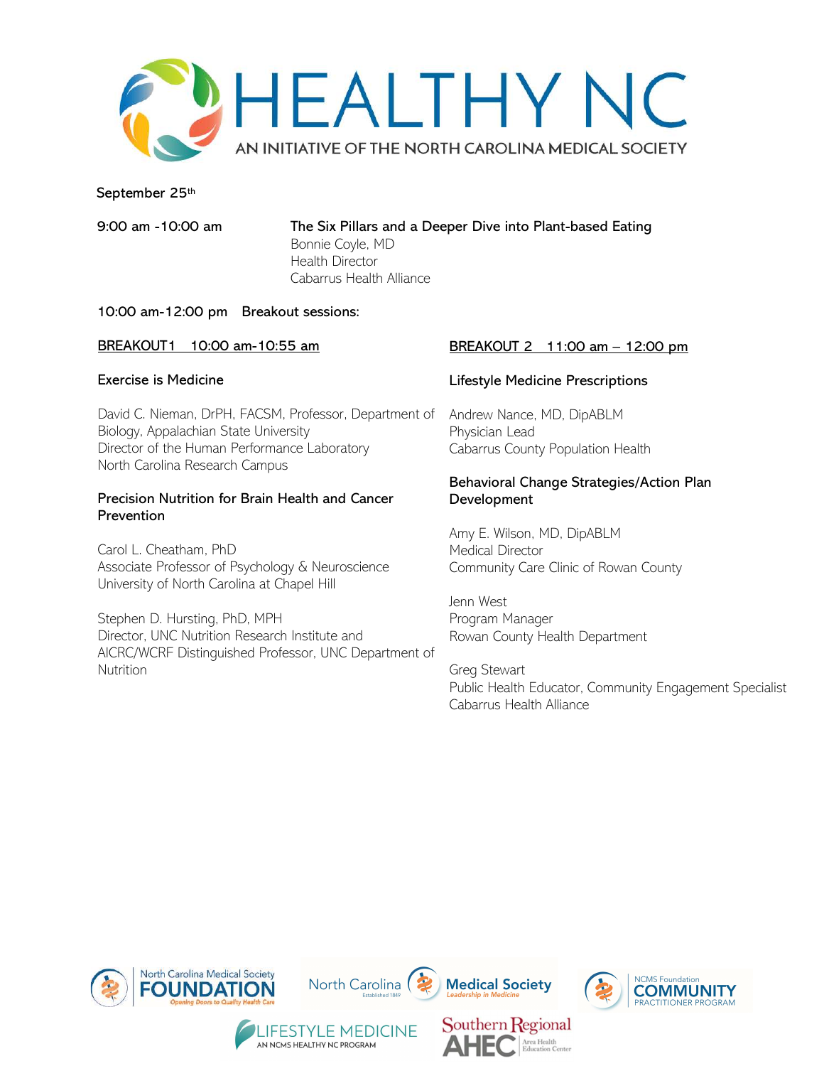# HEALTHY NC

AN INITIATIVE OF THE NORTH CAROLINA MEDICAL SOCIETY

September 25th

9:00 am -10:00 am **The Six Pillars and a Deeper Dive into Plant-based Eating**
Bonnie Coyle, MD
Health Director
Cabarrus Health Alliance

10:00 am-12:00 pm Breakout sessions:

**BREAKOUT1 10:00 am-10:55 am**

**Exercise is Medicine**

David C. Nieman, DrPH, FACSM, Professor, Department of Biology, Appalachian State University
Director of the Human Performance Laboratory
North Carolina Research Campus

**Precision Nutrition for Brain Health and Cancer Prevention**

Carol L. Cheatham, PhD
Associate Professor of Psychology & Neuroscience
University of North Carolina at Chapel Hill

Stephen D. Hursting, PhD, MPH
Director, UNC Nutrition Research Institute and
AICRC/WCRF Distinguished Professor, UNC Department of Nutrition

**BREAKOUT 2 11:00 am – 12:00 pm**

**Lifestyle Medicine Prescriptions**

Andrew Nance, MD, DipABLM
Physician Lead
Cabarrus County Population Health

**Behavioral Change Strategies/Action Plan Development**

Amy E. Wilson, MD, DipABLM
Medical Director
Community Care Clinic of Rowan County

Jenn West
Program Manager
Rowan County Health Department

Greg Stewart
Public Health Educator, Community Engagement Specialist
Cabarrus Health Alliance

North Carolina Medical Society FOUNDATION — Opening Doors to Quality Health Care

North Carolina Medical Society — Established 1849 — Leadership in Medicine

NCMS Foundation COMMUNITY PRACTITIONER PROGRAM

LIFESTYLE MEDICINE — AN NCMS HEALTHY NC PROGRAM

Southern Regional AHEC Area Health Education Center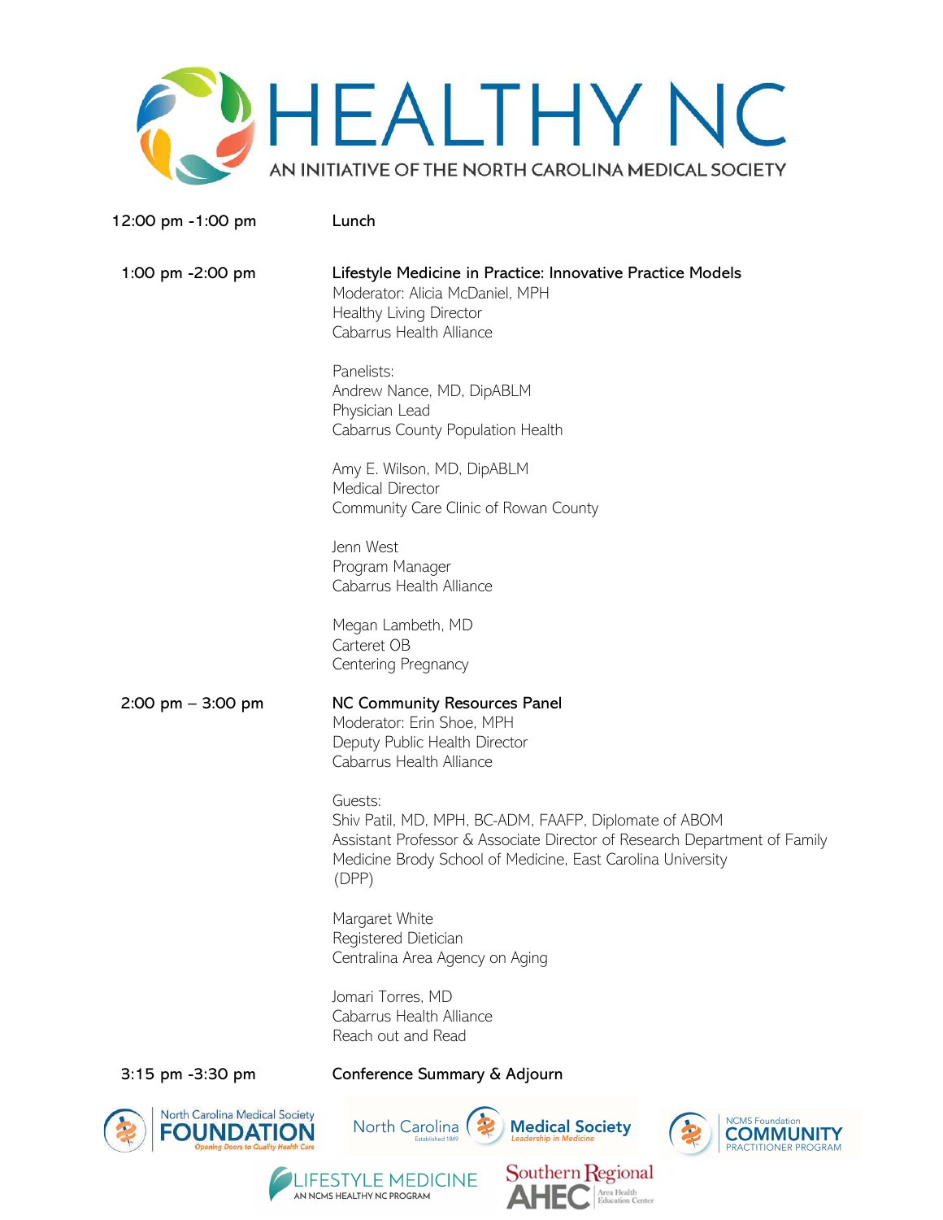# HEALTHY NC

AN INITIATIVE OF THE NORTH CAROLINA MEDICAL SOCIETY

12:00 pm -1:00 pm — **Lunch**

1:00 pm -2:00 pm — **Lifestyle Medicine in Practice: Innovative Practice Models**

Moderator: Alicia McDaniel, MPH
Healthy Living Director
Cabarrus Health Alliance

Panelists:
Andrew Nance, MD, DipABLM
Physician Lead
Cabarrus County Population Health

Amy E. Wilson, MD, DipABLM
Medical Director
Community Care Clinic of Rowan County

Jenn West
Program Manager
Cabarrus Health Alliance

Megan Lambeth, MD
Carteret OB
Centering Pregnancy

2:00 pm – 3:00 pm — **NC Community Resources Panel**

Moderator: Erin Shoe, MPH
Deputy Public Health Director
Cabarrus Health Alliance

Guests:
Shiv Patil, MD, MPH, BC-ADM, FAAFP, Diplomate of ABOM
Assistant Professor & Associate Director of Research Department of Family Medicine Brody School of Medicine, East Carolina University
(DPP)

Margaret White
Registered Dietician
Centralina Area Agency on Aging

Jomari Torres, MD
Cabarrus Health Alliance
Reach out and Read

3:15 pm -3:30 pm — **Conference Summary & Adjourn**

North Carolina Medical Society FOUNDATION — Opening Doors to Quality Health Care

North Carolina Medical Society — Established 1849 — Leadership in Medicine

NCMS Foundation COMMUNITY PRACTITIONER PROGRAM

LIFESTYLE MEDICINE — AN NCMS HEALTHY NC PROGRAM

Southern Regional AHEC — Area Health Education Center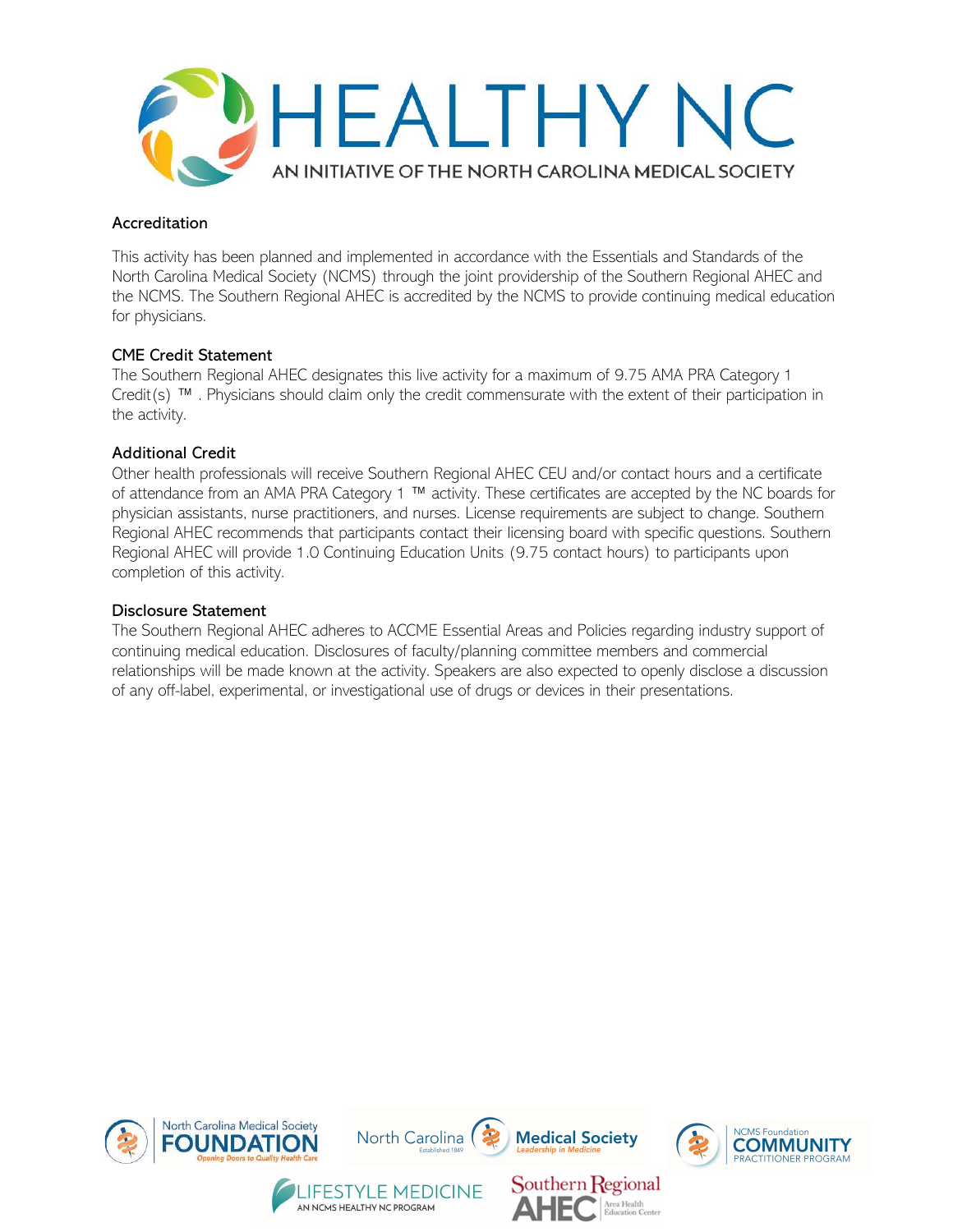# HEALTHY NC

AN INITIATIVE OF THE NORTH CAROLINA MEDICAL SOCIETY

### Accreditation

This activity has been planned and implemented in accordance with the Essentials and Standards of the North Carolina Medical Society (NCMS) through the joint providership of the Southern Regional AHEC and the NCMS. The Southern Regional AHEC is accredited by the NCMS to provide continuing medical education for physicians.

### CME Credit Statement

The Southern Regional AHEC designates this live activity for a maximum of 9.75 AMA PRA Category 1 Credit(s) ™ . Physicians should claim only the credit commensurate with the extent of their participation in the activity.

### Additional Credit

Other health professionals will receive Southern Regional AHEC CEU and/or contact hours and a certificate of attendance from an AMA PRA Category 1 ™ activity. These certificates are accepted by the NC boards for physician assistants, nurse practitioners, and nurses. License requirements are subject to change. Southern Regional AHEC recommends that participants contact their licensing board with specific questions. Southern Regional AHEC will provide 1.0 Continuing Education Units (9.75 contact hours) to participants upon completion of this activity.

### Disclosure Statement

The Southern Regional AHEC adheres to ACCME Essential Areas and Policies regarding industry support of continuing medical education. Disclosures of faculty/planning committee members and commercial relationships will be made known at the activity. Speakers are also expected to openly disclose a discussion of any off-label, experimental, or investigational use of drugs or devices in their presentations.

North Carolina Medical Society FOUNDATION — Opening Doors to Quality Health Care

North Carolina Medical Society — Established 1849 — Leadership in Medicine

NCMS Foundation COMMUNITY PRACTITIONER PROGRAM

LIFESTYLE MEDICINE — AN NCMS HEALTHY NC PROGRAM

Southern Regional AHEC — Area Health Education Center